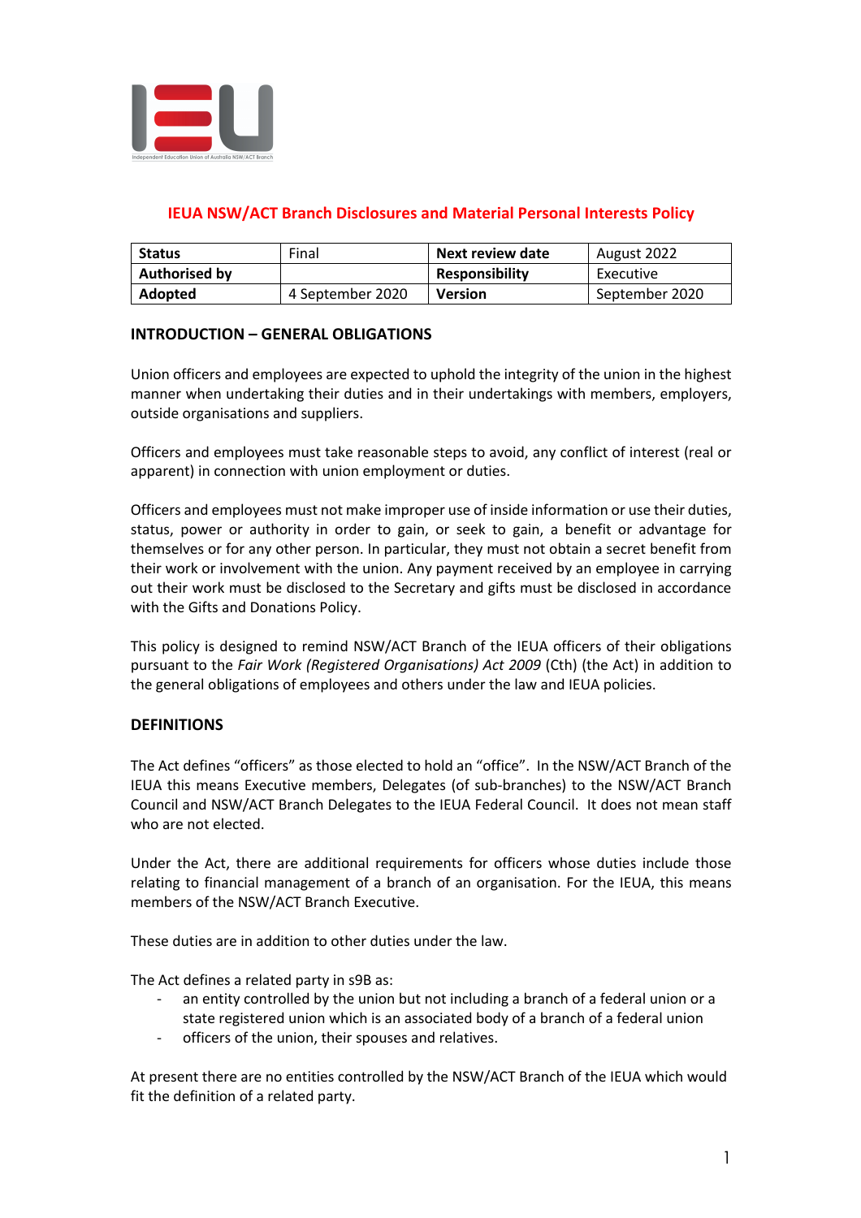# IEUA NSW/ACT Branch Disclosures and Material Personal Interests Policy

| Status | Final | Next review date | August 2022 |
|---|---|---|---|
| Authorised by | | Responsibility | Executive |
| Adopted | 4 September 2020 | Version | September 2020 |

## INTRODUCTION – GENERAL OBLIGATIONS

Union officers and employees are expected to uphold the integrity of the union in the highest manner when undertaking their duties and in their undertakings with members, employers, outside organisations and suppliers.

Officers and employees must take reasonable steps to avoid, any conflict of interest (real or apparent) in connection with union employment or duties.

Officers and employees must not make improper use of inside information or use their duties, status, power or authority in order to gain, or seek to gain, a benefit or advantage for themselves or for any other person. In particular, they must not obtain a secret benefit from their work or involvement with the union. Any payment received by an employee in carrying out their work must be disclosed to the Secretary and gifts must be disclosed in accordance with the Gifts and Donations Policy.

This policy is designed to remind NSW/ACT Branch of the IEUA officers of their obligations pursuant to the *Fair Work (Registered Organisations) Act 2009* (Cth) (the Act) in addition to the general obligations of employees and others under the law and IEUA policies.

## DEFINITIONS

The Act defines "officers" as those elected to hold an "office". In the NSW/ACT Branch of the IEUA this means Executive members, Delegates (of sub-branches) to the NSW/ACT Branch Council and NSW/ACT Branch Delegates to the IEUA Federal Council. It does not mean staff who are not elected.

Under the Act, there are additional requirements for officers whose duties include those relating to financial management of a branch of an organisation. For the IEUA, this means members of the NSW/ACT Branch Executive.

These duties are in addition to other duties under the law.

The Act defines a related party in s9B as:

- an entity controlled by the union but not including a branch of a federal union or a state registered union which is an associated body of a branch of a federal union
- officers of the union, their spouses and relatives.

At present there are no entities controlled by the NSW/ACT Branch of the IEUA which would fit the definition of a related party.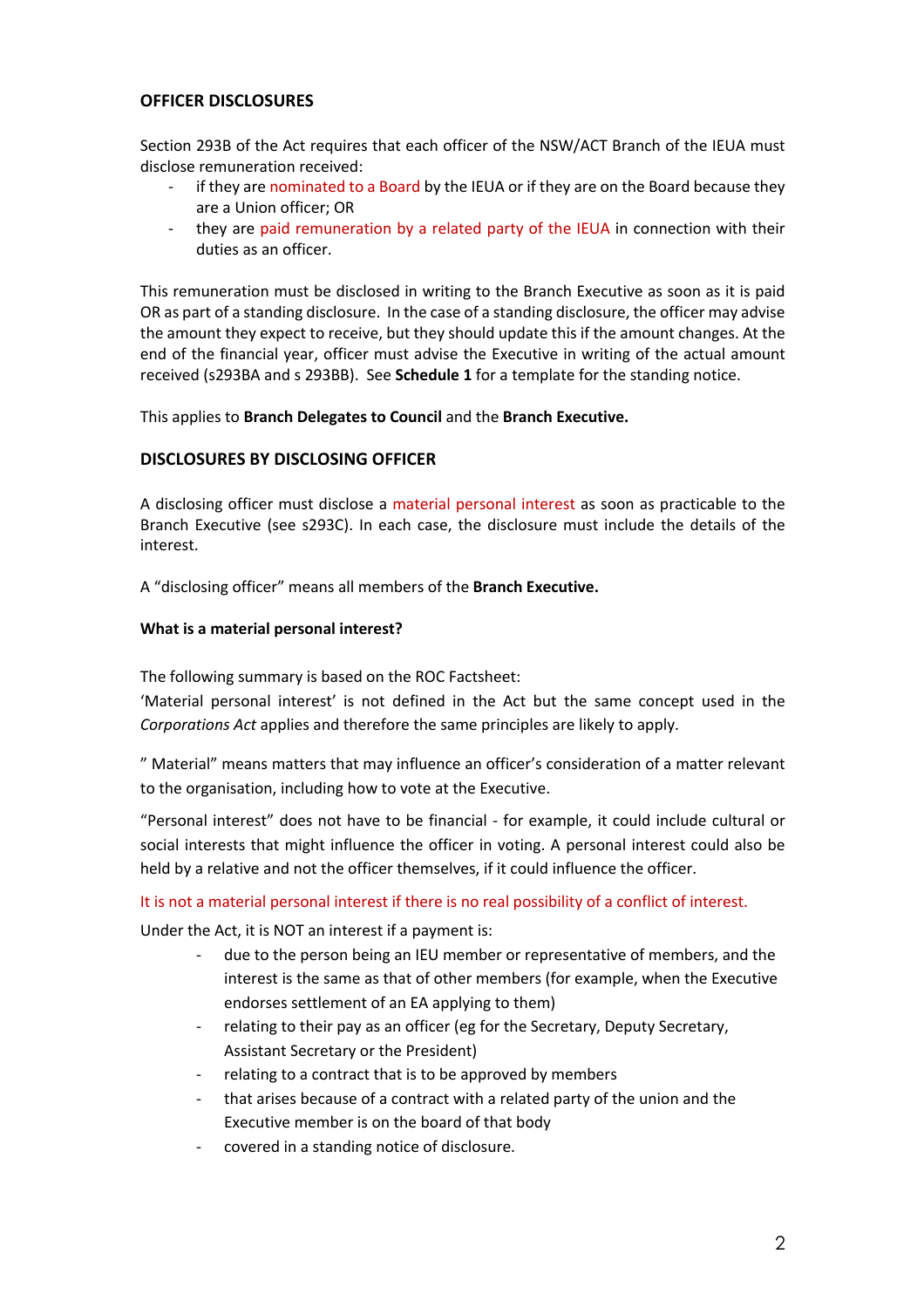## OFFICER DISCLOSURES

Section 293B of the Act requires that each officer of the NSW/ACT Branch of the IEUA must disclose remuneration received:

- if they are nominated to a Board by the IEUA or if they are on the Board because they are a Union officer; OR
- they are paid remuneration by a related party of the IEUA in connection with their duties as an officer.

This remuneration must be disclosed in writing to the Branch Executive as soon as it is paid OR as part of a standing disclosure. In the case of a standing disclosure, the officer may advise the amount they expect to receive, but they should update this if the amount changes. At the end of the financial year, officer must advise the Executive in writing of the actual amount received (s293BA and s 293BB). See **Schedule 1** for a template for the standing notice.

This applies to **Branch Delegates to Council** and the **Branch Executive.**

## DISCLOSURES BY DISCLOSING OFFICER

A disclosing officer must disclose a material personal interest as soon as practicable to the Branch Executive (see s293C). In each case, the disclosure must include the details of the interest.

A "disclosing officer" means all members of the **Branch Executive.**

### What is a material personal interest?

The following summary is based on the ROC Factsheet:
'Material personal interest' is not defined in the Act but the same concept used in the *Corporations Act* applies and therefore the same principles are likely to apply.

" Material" means matters that may influence an officer's consideration of a matter relevant to the organisation, including how to vote at the Executive.

"Personal interest" does not have to be financial - for example, it could include cultural or social interests that might influence the officer in voting. A personal interest could also be held by a relative and not the officer themselves, if it could influence the officer.

It is not a material personal interest if there is no real possibility of a conflict of interest.

Under the Act, it is NOT an interest if a payment is:

- due to the person being an IEU member or representative of members, and the interest is the same as that of other members (for example, when the Executive endorses settlement of an EA applying to them)
- relating to their pay as an officer (eg for the Secretary, Deputy Secretary, Assistant Secretary or the President)
- relating to a contract that is to be approved by members
- that arises because of a contract with a related party of the union and the Executive member is on the board of that body
- covered in a standing notice of disclosure.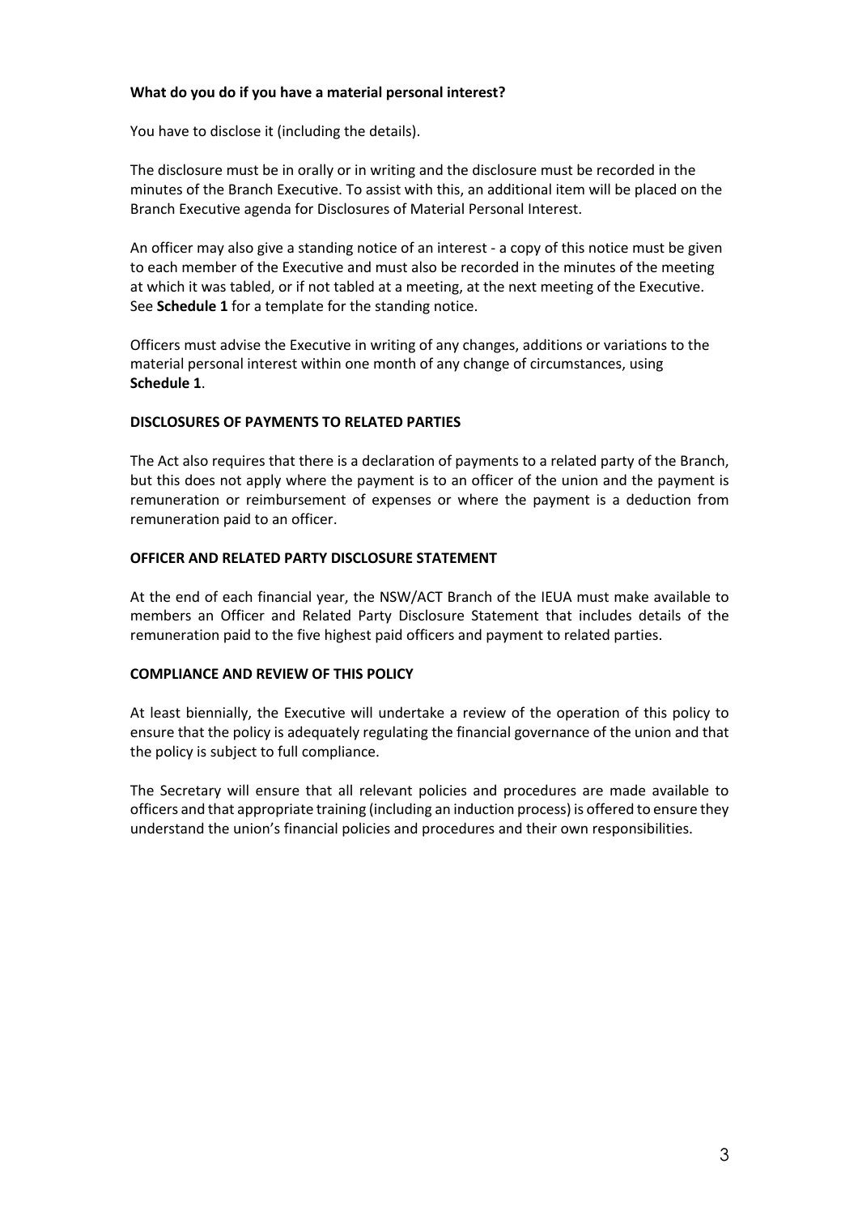**What do you do if you have a material personal interest?**

You have to disclose it (including the details).

The disclosure must be in orally or in writing and the disclosure must be recorded in the minutes of the Branch Executive. To assist with this, an additional item will be placed on the Branch Executive agenda for Disclosures of Material Personal Interest.

An officer may also give a standing notice of an interest - a copy of this notice must be given to each member of the Executive and must also be recorded in the minutes of the meeting at which it was tabled, or if not tabled at a meeting, at the next meeting of the Executive. See **Schedule 1** for a template for the standing notice.

Officers must advise the Executive in writing of any changes, additions or variations to the material personal interest within one month of any change of circumstances, using **Schedule 1**.

**DISCLOSURES OF PAYMENTS TO RELATED PARTIES**

The Act also requires that there is a declaration of payments to a related party of the Branch, but this does not apply where the payment is to an officer of the union and the payment is remuneration or reimbursement of expenses or where the payment is a deduction from remuneration paid to an officer.

**OFFICER AND RELATED PARTY DISCLOSURE STATEMENT**

At the end of each financial year, the NSW/ACT Branch of the IEUA must make available to members an Officer and Related Party Disclosure Statement that includes details of the remuneration paid to the five highest paid officers and payment to related parties.

**COMPLIANCE AND REVIEW OF THIS POLICY**

At least biennially, the Executive will undertake a review of the operation of this policy to ensure that the policy is adequately regulating the financial governance of the union and that the policy is subject to full compliance.

The Secretary will ensure that all relevant policies and procedures are made available to officers and that appropriate training (including an induction process) is offered to ensure they understand the union's financial policies and procedures and their own responsibilities.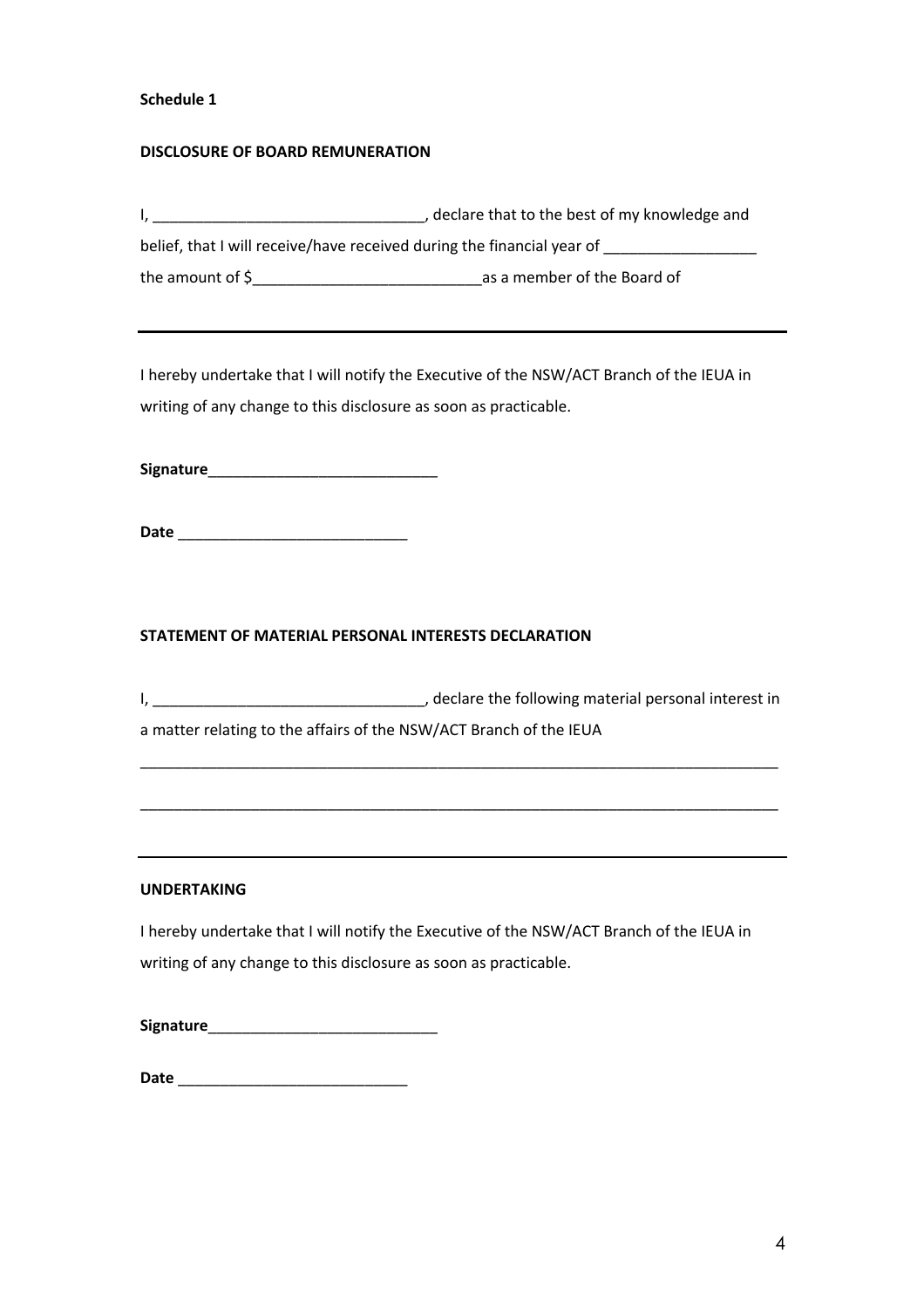**Schedule 1**

**DISCLOSURE OF BOARD REMUNERATION**

I, ________________________________, declare that to the best of my knowledge and belief, that I will receive/have received during the financial year of __________________ the amount of $___________________________as a member of the Board of

---

I hereby undertake that I will notify the Executive of the NSW/ACT Branch of the IEUA in writing of any change to this disclosure as soon as practicable.

**Signature**___________________________

**Date** ___________________________

**STATEMENT OF MATERIAL PERSONAL INTERESTS DECLARATION**

I, ________________________________, declare the following material personal interest in a matter relating to the affairs of the NSW/ACT Branch of the IEUA

______________________________________________________________________________

______________________________________________________________________________

---

**UNDERTAKING**

I hereby undertake that I will notify the Executive of the NSW/ACT Branch of the IEUA in writing of any change to this disclosure as soon as practicable.

**Signature**___________________________

**Date** ___________________________